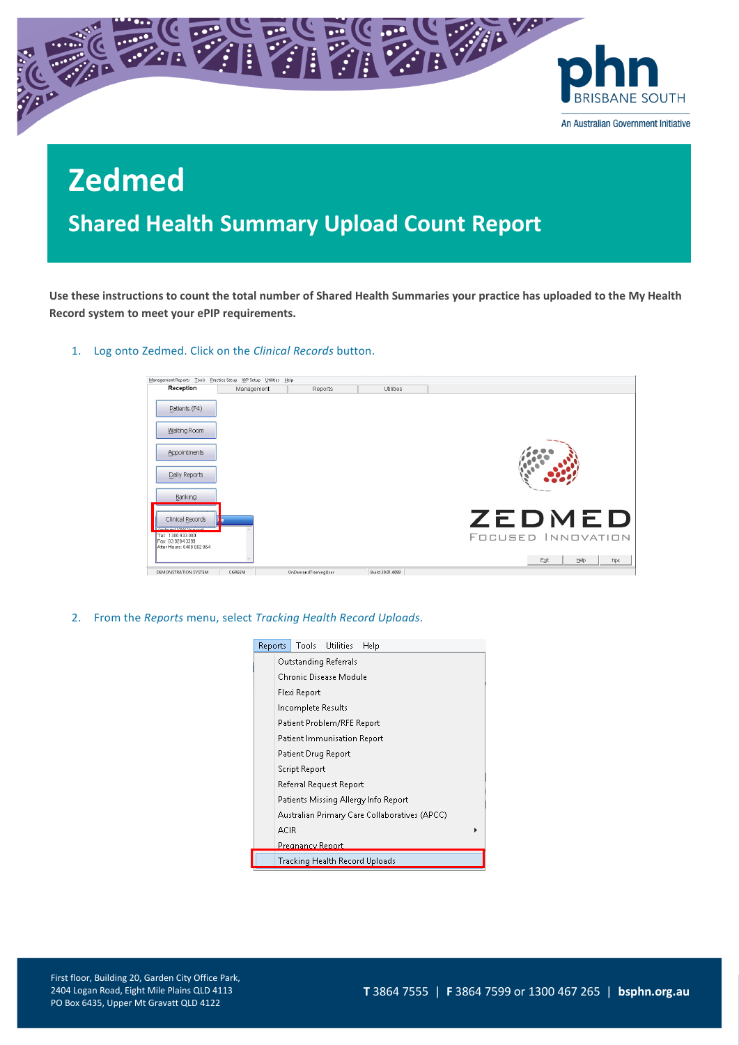# Zedmed

## Shared Health Summary Upload Count Report

**Use these instructions to count the total number of Shared Health Summaries your practice has uploaded to the My Health Record system to meet your ePIP requirements.**

1. Log onto Zedmed. Click on the *Clinical Records* button.

2. From the *Reports* menu, select *Tracking Health Record Uploads*.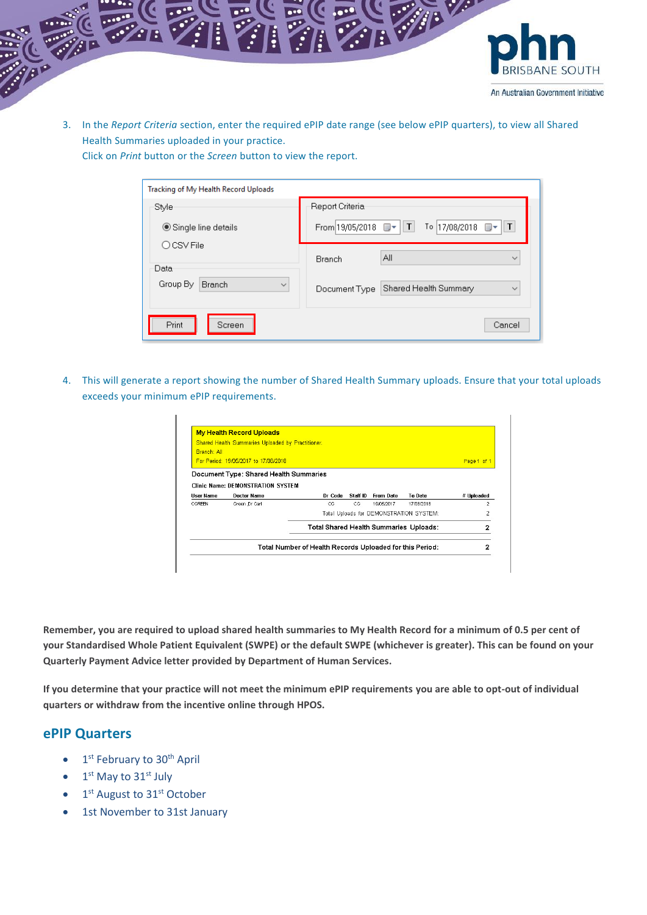3. In the *Report Criteria* section, enter the required ePIP date range (see below ePIP quarters), to view all Shared Health Summaries uploaded in your practice.
   Click on *Print* button or the *Screen* button to view the report.

4. This will generate a report showing the number of Shared Health Summary uploads. Ensure that your total uploads exceeds your minimum ePIP requirements.

**Remember, you are required to upload shared health summaries to My Health Record for a minimum of 0.5 per cent of your Standardised Whole Patient Equivalent (SWPE) or the default SWPE (whichever is greater). This can be found on your Quarterly Payment Advice letter provided by Department of Human Services.**

**If you determine that your practice will not meet the minimum ePIP requirements you are able to opt-out of individual quarters or withdraw from the incentive online through HPOS.**

## ePIP Quarters

- 1st February to 30th April
- 1st May to 31st July
- 1st August to 31st October
- 1st November to 31st January